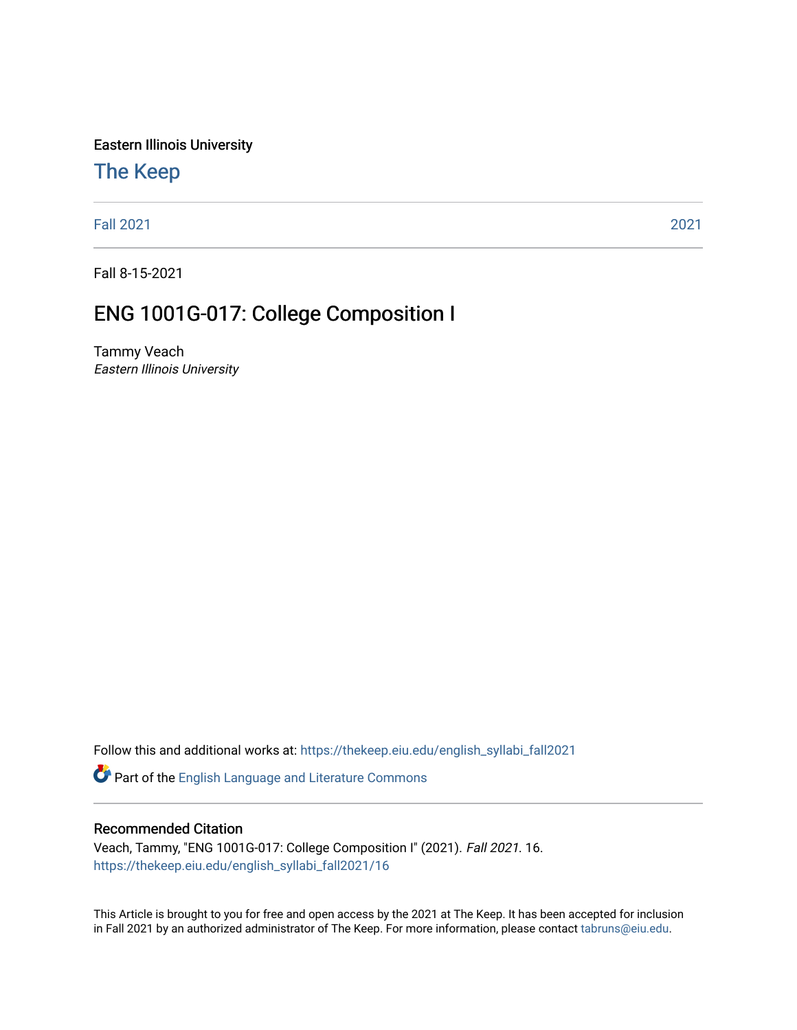Eastern Illinois University

# The Keep

Fall 2021 | 2021

Fall 8-15-2021

## ENG 1001G-017: College Composition I

Tammy Veach
*Eastern Illinois University*

Follow this and additional works at: https://thekeep.eiu.edu/english_syllabi_fall2021

Part of the English Language and Literature Commons

### Recommended Citation

Veach, Tammy, "ENG 1001G-017: College Composition I" (2021). *Fall 2021*. 16.
https://thekeep.eiu.edu/english_syllabi_fall2021/16

This Article is brought to you for free and open access by the 2021 at The Keep. It has been accepted for inclusion in Fall 2021 by an authorized administrator of The Keep. For more information, please contact tabruns@eiu.edu.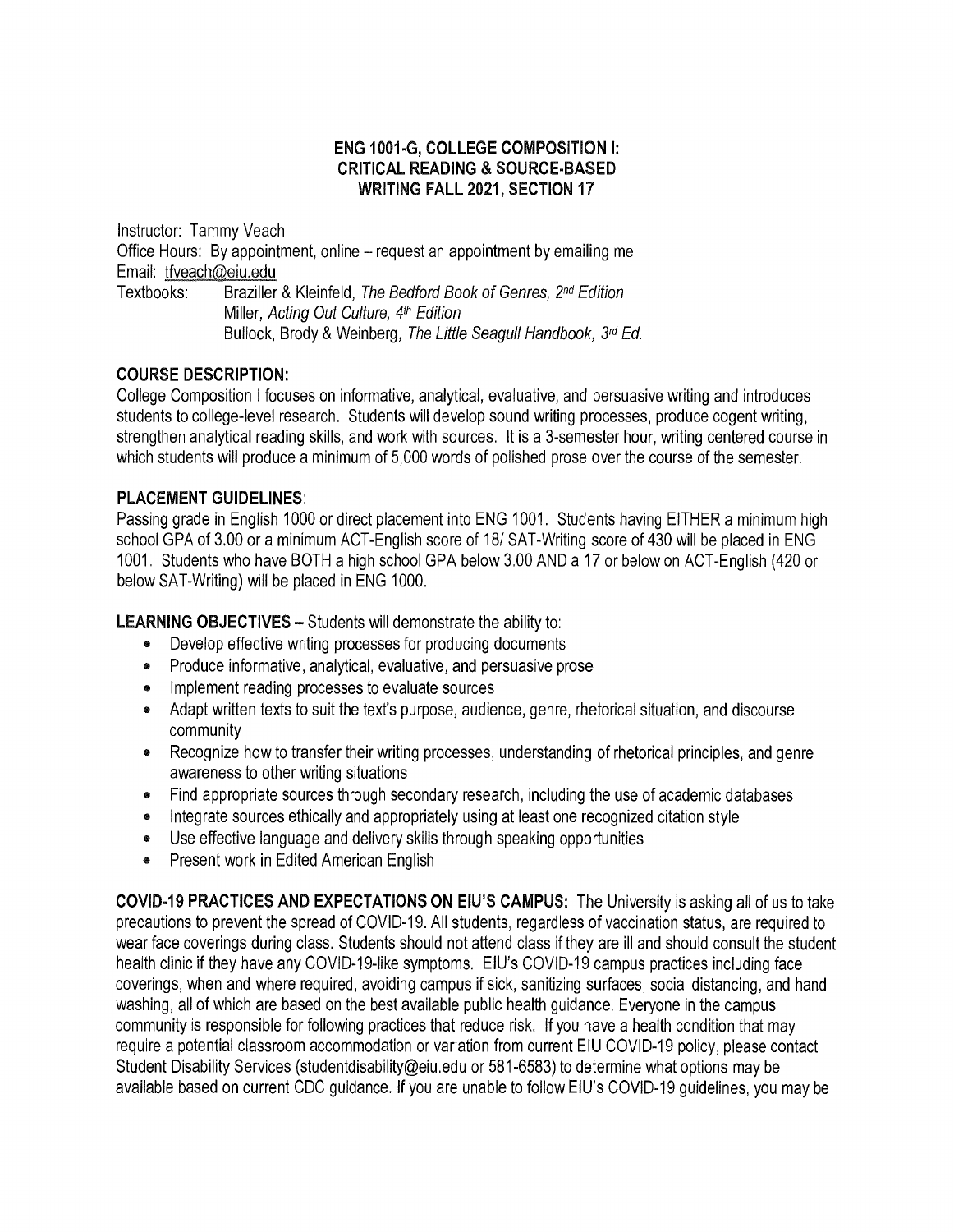## ENG 1001-G, COLLEGE COMPOSITION I: CRITICAL READING & SOURCE-BASED WRITING FALL 2021, SECTION 17

Instructor: Tammy Veach
Office Hours: By appointment, online – request an appointment by emailing me
Email: tfveach@eiu.edu
Textbooks: Braziller & Kleinfeld, *The Bedford Book of Genres, 2nd Edition*
Miller, *Acting Out Culture, 4th Edition*
Bullock, Brody & Weinberg, *The Little Seagull Handbook, 3rd Ed.*

**COURSE DESCRIPTION:**
College Composition I focuses on informative, analytical, evaluative, and persuasive writing and introduces students to college-level research. Students will develop sound writing processes, produce cogent writing, strengthen analytical reading skills, and work with sources. It is a 3-semester hour, writing centered course in which students will produce a minimum of 5,000 words of polished prose over the course of the semester.

**PLACEMENT GUIDELINES**:
Passing grade in English 1000 or direct placement into ENG 1001. Students having EITHER a minimum high school GPA of 3.00 or a minimum ACT-English score of 18/ SAT-Writing score of 430 will be placed in ENG 1001. Students who have BOTH a high school GPA below 3.00 AND a 17 or below on ACT-English (420 or below SAT-Writing) will be placed in ENG 1000.

**LEARNING OBJECTIVES –** Students will demonstrate the ability to:

- Develop effective writing processes for producing documents
- Produce informative, analytical, evaluative, and persuasive prose
- Implement reading processes to evaluate sources
- Adapt written texts to suit the text's purpose, audience, genre, rhetorical situation, and discourse community
- Recognize how to transfer their writing processes, understanding of rhetorical principles, and genre awareness to other writing situations
- Find appropriate sources through secondary research, including the use of academic databases
- Integrate sources ethically and appropriately using at least one recognized citation style
- Use effective language and delivery skills through speaking opportunities
- Present work in Edited American English

**COVID-19 PRACTICES AND EXPECTATIONS ON EIU'S CAMPUS:** The University is asking all of us to take precautions to prevent the spread of COVID-19. All students, regardless of vaccination status, are required to wear face coverings during class. Students should not attend class if they are ill and should consult the student health clinic if they have any COVID-19-like symptoms. EIU's COVID-19 campus practices including face coverings, when and where required, avoiding campus if sick, sanitizing surfaces, social distancing, and hand washing, all of which are based on the best available public health guidance. Everyone in the campus community is responsible for following practices that reduce risk. If you have a health condition that may require a potential classroom accommodation or variation from current EIU COVID-19 policy, please contact Student Disability Services (studentdisability@eiu.edu or 581-6583) to determine what options may be available based on current CDC guidance. If you are unable to follow EIU's COVID-19 guidelines, you may be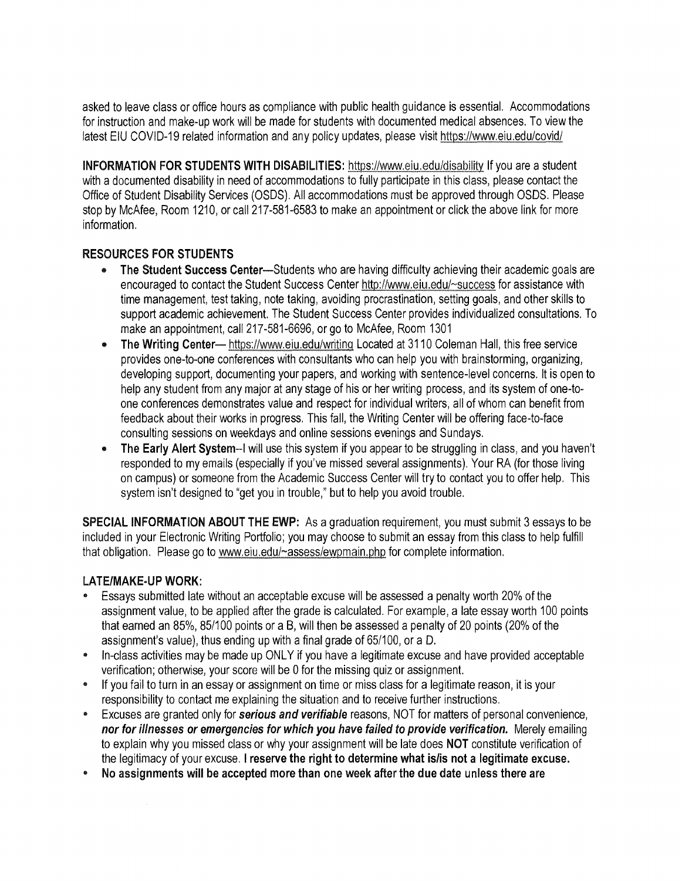asked to leave class or office hours as compliance with public health guidance is essential. Accommodations for instruction and make-up work will be made for students with documented medical absences. To view the latest EIU COVID-19 related information and any policy updates, please visit https://www.eiu.edu/covid/

**INFORMATION FOR STUDENTS WITH DISABILITIES:** https://www.eiu.edu/disability If you are a student with a documented disability in need of accommodations to fully participate in this class, please contact the Office of Student Disability Services (OSDS). All accommodations must be approved through OSDS. Please stop by McAfee, Room 1210, or call 217-581-6583 to make an appointment or click the above link for more information.

## RESOURCES FOR STUDENTS

- **The Student Success Center**—Students who are having difficulty achieving their academic goals are encouraged to contact the Student Success Center http://www.eiu.edu/~success for assistance with time management, test taking, note taking, avoiding procrastination, setting goals, and other skills to support academic achievement. The Student Success Center provides individualized consultations. To make an appointment, call 217-581-6696, or go to McAfee, Room 1301
- **The Writing Center**— https://www.eiu.edu/writing Located at 3110 Coleman Hall, this free service provides one-to-one conferences with consultants who can help you with brainstorming, organizing, developing support, documenting your papers, and working with sentence-level concerns. It is open to help any student from any major at any stage of his or her writing process, and its system of one-to-one conferences demonstrates value and respect for individual writers, all of whom can benefit from feedback about their works in progress. This fall, the Writing Center will be offering face-to-face consulting sessions on weekdays and online sessions evenings and Sundays.
- **The Early Alert System**--I will use this system if you appear to be struggling in class, and you haven't responded to my emails (especially if you've missed several assignments). Your RA (for those living on campus) or someone from the Academic Success Center will try to contact you to offer help. This system isn't designed to "get you in trouble," but to help you avoid trouble.

**SPECIAL INFORMATION ABOUT THE EWP:** As a graduation requirement, you must submit 3 essays to be included in your Electronic Writing Portfolio; you may choose to submit an essay from this class to help fulfill that obligation. Please go to www.eiu.edu/~assess/ewpmain.php for complete information.

## LATE/MAKE-UP WORK:

- Essays submitted late without an acceptable excuse will be assessed a penalty worth 20% of the assignment value, to be applied after the grade is calculated. For example, a late essay worth 100 points that earned an 85%, 85/100 points or a B, will then be assessed a penalty of 20 points (20% of the assignment's value), thus ending up with a final grade of 65/100, or a D.
- In-class activities may be made up ONLY if you have a legitimate excuse and have provided acceptable verification; otherwise, your score will be 0 for the missing quiz or assignment.
- If you fail to turn in an essay or assignment on time or miss class for a legitimate reason, it is your responsibility to contact me explaining the situation and to receive further instructions.
- Excuses are granted only for ***serious and verifiable*** reasons, NOT for matters of personal convenience, ***nor for illnesses or emergencies for which you have failed to provide verification.*** Merely emailing to explain why you missed class or why your assignment will be late does **NOT** constitute verification of the legitimacy of your excuse. **I reserve the right to determine what is/is not a legitimate excuse.**
- **No assignments will be accepted more than one week after the due date unless there are**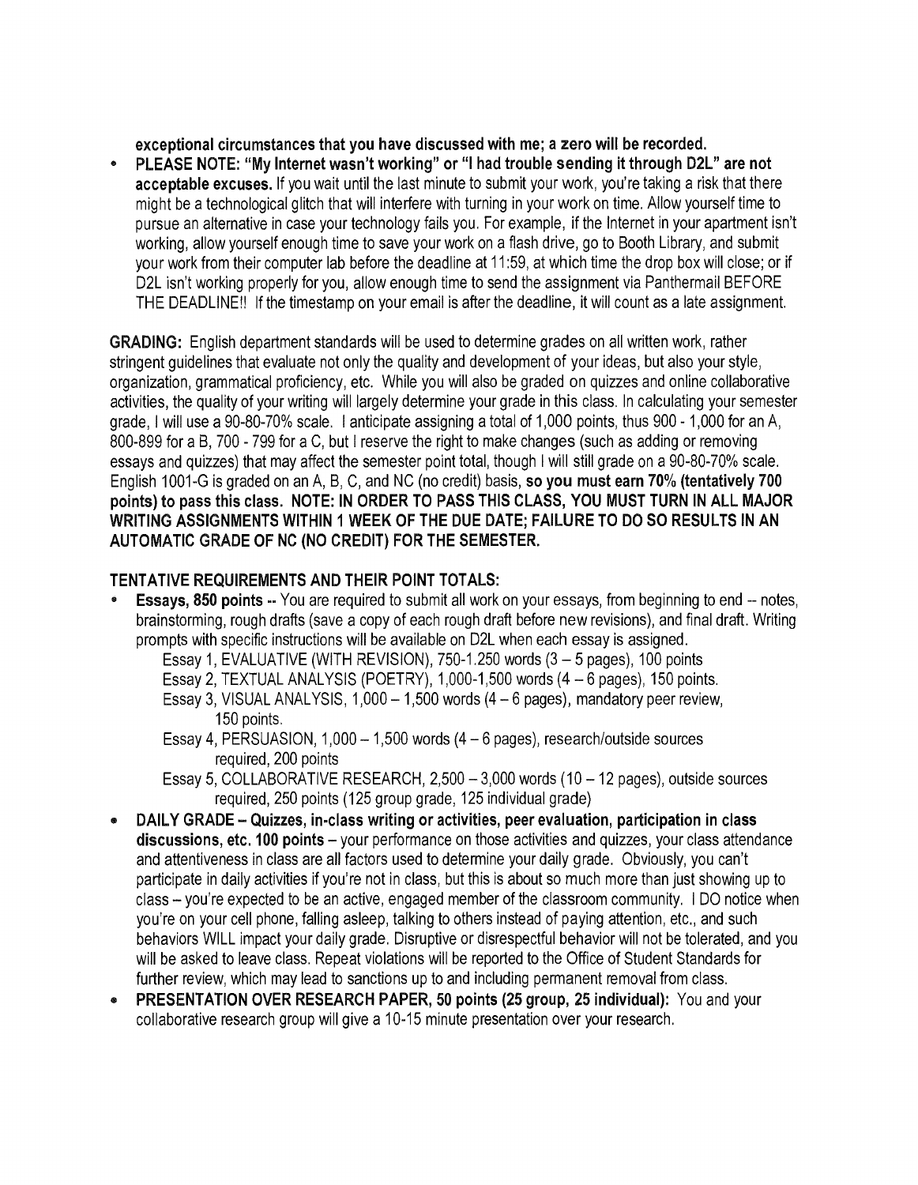**exceptional circumstances that you have discussed with me; a zero will be recorded.**

- **PLEASE NOTE: "My Internet wasn't working" or "I had trouble sending it through D2L" are not acceptable excuses.** If you wait until the last minute to submit your work, you're taking a risk that there might be a technological glitch that will interfere with turning in your work on time. Allow yourself time to pursue an alternative in case your technology fails you. For example, if the Internet in your apartment isn't working, allow yourself enough time to save your work on a flash drive, go to Booth Library, and submit your work from their computer lab before the deadline at 11:59, at which time the drop box will close; or if D2L isn't working properly for you, allow enough time to send the assignment via Panthermail BEFORE THE DEADLINE!! If the timestamp on your email is after the deadline, it will count as a late assignment.

**GRADING:** English department standards will be used to determine grades on all written work, rather stringent guidelines that evaluate not only the quality and development of your ideas, but also your style, organization, grammatical proficiency, etc. While you will also be graded on quizzes and online collaborative activities, the quality of your writing will largely determine your grade in this class. In calculating your semester grade, I will use a 90-80-70% scale. I anticipate assigning a total of 1,000 points, thus 900 - 1,000 for an A, 800-899 for a B, 700 - 799 for a C, but I reserve the right to make changes (such as adding or removing essays and quizzes) that may affect the semester point total, though I will still grade on a 90-80-70% scale. English 1001-G is graded on an A, B, C, and NC (no credit) basis, **so you must earn 70% (tentatively 700 points) to pass this class. NOTE: IN ORDER TO PASS THIS CLASS, YOU MUST TURN IN ALL MAJOR WRITING ASSIGNMENTS WITHIN 1 WEEK OF THE DUE DATE; FAILURE TO DO SO RESULTS IN AN AUTOMATIC GRADE OF NC (NO CREDIT) FOR THE SEMESTER.**

**TENTATIVE REQUIREMENTS AND THEIR POINT TOTALS:**

- **Essays, 850 points --** You are required to submit all work on your essays, from beginning to end -- notes, brainstorming, rough drafts (save a copy of each rough draft before new revisions), and final draft. Writing prompts with specific instructions will be available on D2L when each essay is assigned.
  - Essay 1, EVALUATIVE (WITH REVISION), 750-1.250 words (3 – 5 pages), 100 points
  - Essay 2, TEXTUAL ANALYSIS (POETRY), 1,000-1,500 words (4 – 6 pages), 150 points.
  - Essay 3, VISUAL ANALYSIS, 1,000 – 1,500 words (4 – 6 pages), mandatory peer review, 150 points.
  - Essay 4, PERSUASION, 1,000 – 1,500 words (4 – 6 pages), research/outside sources required, 200 points
  - Essay 5, COLLABORATIVE RESEARCH, 2,500 – 3,000 words (10 – 12 pages), outside sources required, 250 points (125 group grade, 125 individual grade)
- **DAILY GRADE – Quizzes, in-class writing or activities, peer evaluation, participation in class discussions, etc. 100 points** – your performance on those activities and quizzes, your class attendance and attentiveness in class are all factors used to determine your daily grade. Obviously, you can't participate in daily activities if you're not in class, but this is about so much more than just showing up to class – you're expected to be an active, engaged member of the classroom community. I DO notice when you're on your cell phone, falling asleep, talking to others instead of paying attention, etc., and such behaviors WILL impact your daily grade. Disruptive or disrespectful behavior will not be tolerated, and you will be asked to leave class. Repeat violations will be reported to the Office of Student Standards for further review, which may lead to sanctions up to and including permanent removal from class.
- **PRESENTATION OVER RESEARCH PAPER, 50 points (25 group, 25 individual):** You and your collaborative research group will give a 10-15 minute presentation over your research.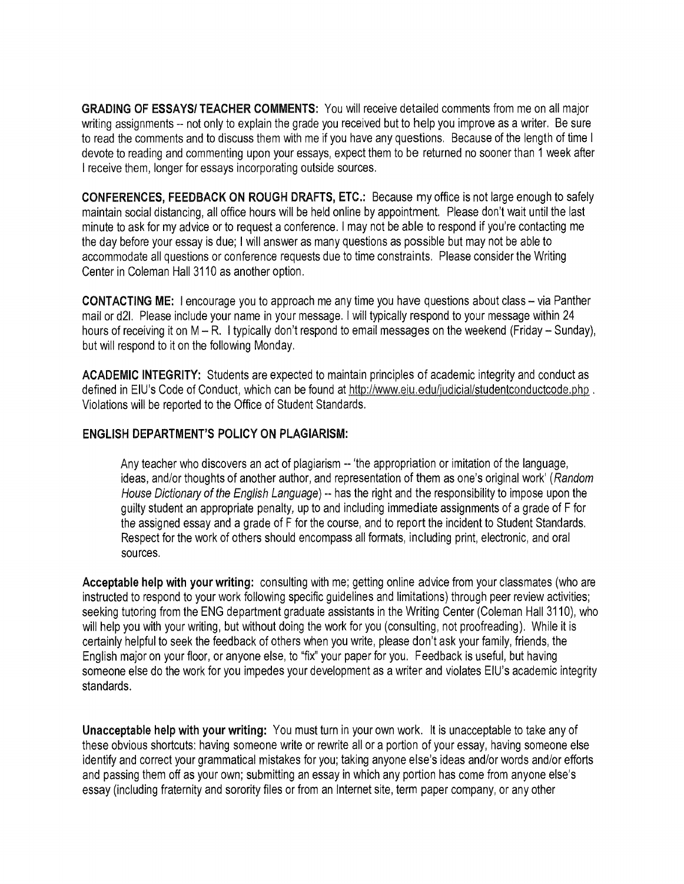**GRADING OF ESSAYS/ TEACHER COMMENTS:** You will receive detailed comments from me on all major writing assignments -- not only to explain the grade you received but to help you improve as a writer. Be sure to read the comments and to discuss them with me if you have any questions. Because of the length of time I devote to reading and commenting upon your essays, expect them to be returned no sooner than 1 week after I receive them, longer for essays incorporating outside sources.

**CONFERENCES, FEEDBACK ON ROUGH DRAFTS, ETC.:** Because my office is not large enough to safely maintain social distancing, all office hours will be held online by appointment. Please don't wait until the last minute to ask for my advice or to request a conference. I may not be able to respond if you're contacting me the day before your essay is due; I will answer as many questions as possible but may not be able to accommodate all questions or conference requests due to time constraints. Please consider the Writing Center in Coleman Hall 3110 as another option.

**CONTACTING ME:** I encourage you to approach me any time you have questions about class – via Panther mail or d2l. Please include your name in your message. I will typically respond to your message within 24 hours of receiving it on M – R. I typically don't respond to email messages on the weekend (Friday – Sunday), but will respond to it on the following Monday.

**ACADEMIC INTEGRITY:** Students are expected to maintain principles of academic integrity and conduct as defined in EIU's Code of Conduct, which can be found at http://www.eiu.edu/judicial/studentconductcode.php . Violations will be reported to the Office of Student Standards.

**ENGLISH DEPARTMENT'S POLICY ON PLAGIARISM:**

> Any teacher who discovers an act of plagiarism -- 'the appropriation or imitation of the language, ideas, and/or thoughts of another author, and representation of them as one's original work' (*Random House Dictionary of the English Language*) -- has the right and the responsibility to impose upon the guilty student an appropriate penalty, up to and including immediate assignments of a grade of F for the assigned essay and a grade of F for the course, and to report the incident to Student Standards. Respect for the work of others should encompass all formats, including print, electronic, and oral sources.

**Acceptable help with your writing:** consulting with me; getting online advice from your classmates (who are instructed to respond to your work following specific guidelines and limitations) through peer review activities; seeking tutoring from the ENG department graduate assistants in the Writing Center (Coleman Hall 3110), who will help you with your writing, but without doing the work for you (consulting, not proofreading). While it is certainly helpful to seek the feedback of others when you write, please don't ask your family, friends, the English major on your floor, or anyone else, to "fix" your paper for you. Feedback is useful, but having someone else do the work for you impedes your development as a writer and violates EIU's academic integrity standards.

**Unacceptable help with your writing:** You must turn in your own work. It is unacceptable to take any of these obvious shortcuts: having someone write or rewrite all or a portion of your essay, having someone else identify and correct your grammatical mistakes for you; taking anyone else's ideas and/or words and/or efforts and passing them off as your own; submitting an essay in which any portion has come from anyone else's essay (including fraternity and sorority files or from an Internet site, term paper company, or any other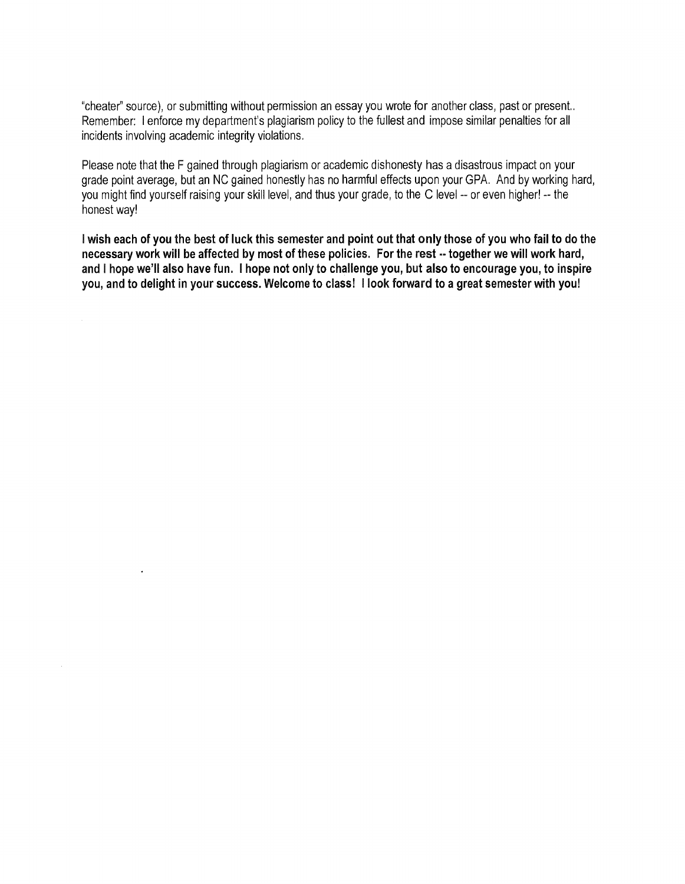"cheater" source), or submitting without permission an essay you wrote for another class, past or present.. Remember: I enforce my department's plagiarism policy to the fullest and impose similar penalties for all incidents involving academic integrity violations.

Please note that the F gained through plagiarism or academic dishonesty has a disastrous impact on your grade point average, but an NC gained honestly has no harmful effects upon your GPA. And by working hard, you might find yourself raising your skill level, and thus your grade, to the C level -- or even higher! -- the honest way!

**I wish each of you the best of luck this semester and point out that only those of you who fail to do the necessary work will be affected by most of these policies. For the rest -- together we will work hard, and I hope we'll also have fun. I hope not only to challenge you, but also to encourage you, to inspire you, and to delight in your success. Welcome to class! I look forward to a great semester with you!**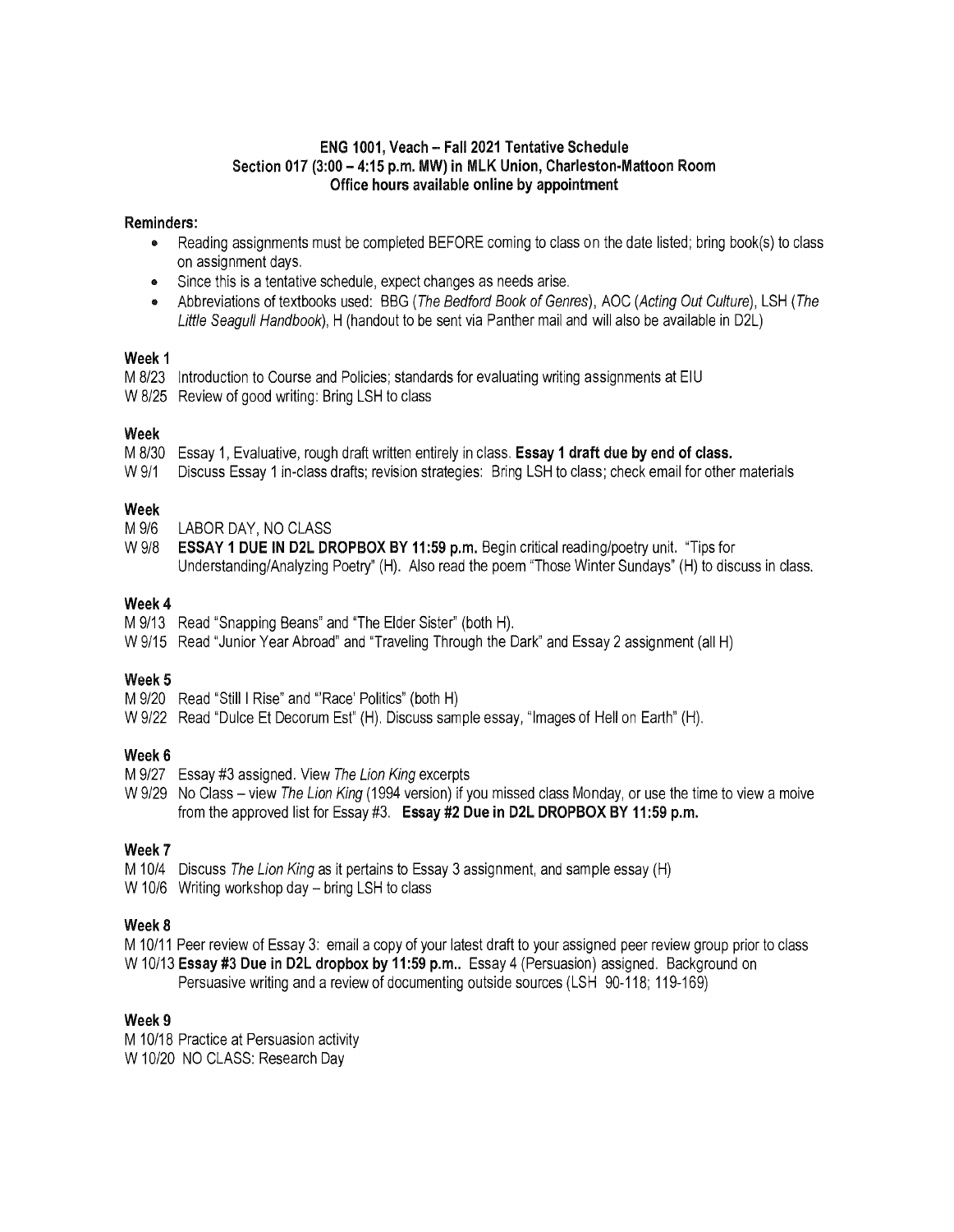**ENG 1001, Veach – Fall 2021 Tentative Schedule**
**Section 017 (3:00 – 4:15 p.m. MW) in MLK Union, Charleston-Mattoon Room**
**Office hours available online by appointment**

**Reminders:**

- Reading assignments must be completed BEFORE coming to class on the date listed; bring book(s) to class on assignment days.
- Since this is a tentative schedule, expect changes as needs arise.
- Abbreviations of textbooks used: BBG (*The Bedford Book of Genres*), AOC (*Acting Out Culture*), LSH (*The Little Seagull Handbook*), H (handout to be sent via Panther mail and will also be available in D2L)

**Week 1**

M 8/23 Introduction to Course and Policies; standards for evaluating writing assignments at EIU
W 8/25 Review of good writing: Bring LSH to class

**Week**

M 8/30 Essay 1, Evaluative, rough draft written entirely in class. **Essay 1 draft due by end of class.**
W 9/1 Discuss Essay 1 in-class drafts; revision strategies: Bring LSH to class; check email for other materials

**Week**

M 9/6 LABOR DAY, NO CLASS
W 9/8 **ESSAY 1 DUE IN D2L DROPBOX BY 11:59 p.m.** Begin critical reading/poetry unit. "Tips for Understanding/Analyzing Poetry" (H). Also read the poem "Those Winter Sundays" (H) to discuss in class.

**Week 4**

M 9/13 Read "Snapping Beans" and "The Elder Sister" (both H).
W 9/15 Read "Junior Year Abroad" and "Traveling Through the Dark" and Essay 2 assignment (all H)

**Week 5**

M 9/20 Read "Still I Rise" and "'Race' Politics" (both H)
W 9/22 Read "Dulce Et Decorum Est" (H). Discuss sample essay, "Images of Hell on Earth" (H).

**Week 6**

M 9/27 Essay #3 assigned. View *The Lion King* excerpts
W 9/29 No Class – view *The Lion King* (1994 version) if you missed class Monday, or use the time to view a moive from the approved list for Essay #3. **Essay #2 Due in D2L DROPBOX BY 11:59 p.m.**

**Week 7**

M 10/4 Discuss *The Lion King* as it pertains to Essay 3 assignment, and sample essay (H)
W 10/6 Writing workshop day – bring LSH to class

**Week 8**

M 10/11 Peer review of Essay 3: email a copy of your latest draft to your assigned peer review group prior to class
W 10/13 **Essay #3 Due in D2L dropbox by 11:59 p.m..** Essay 4 (Persuasion) assigned. Background on Persuasive writing and a review of documenting outside sources (LSH 90-118; 119-169)

**Week 9**

M 10/18 Practice at Persuasion activity
W 10/20 NO CLASS: Research Day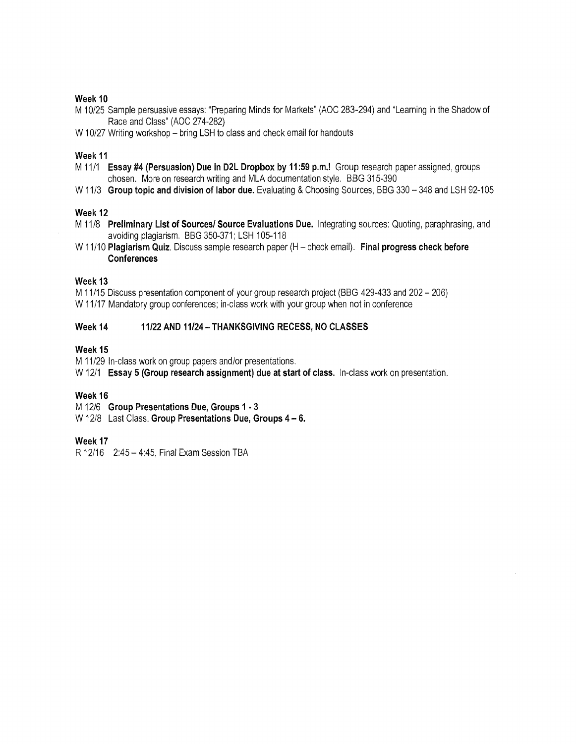**Week 10**

M 10/25 Sample persuasive essays: "Preparing Minds for Markets" (AOC 283-294) and "Learning in the Shadow of Race and Class" (AOC 274-282)

W 10/27 Writing workshop – bring LSH to class and check email for handouts

**Week 11**

M 11/1 **Essay #4 (Persuasion) Due in D2L Dropbox by 11:59 p.m.!** Group research paper assigned, groups chosen. More on research writing and MLA documentation style. BBG 315-390

W 11/3 **Group topic and division of labor due.** Evaluating & Choosing Sources, BBG 330 – 348 and LSH 92-105

**Week 12**

M 11/8 **Preliminary List of Sources/ Source Evaluations Due.** Integrating sources: Quoting, paraphrasing, and avoiding plagiarism. BBG 350-371; LSH 105-118

W 11/10 **Plagiarism Quiz**. Discuss sample research paper (H – check email). **Final progress check before Conferences**

**Week 13**

M 11/15 Discuss presentation component of your group research project (BBG 429-433 and 202 – 206)

W 11/17 Mandatory group conferences; in-class work with your group when not in conference

**Week 14 11/22 AND 11/24 – THANKSGIVING RECESS, NO CLASSES**

**Week 15**

M 11/29 In-class work on group papers and/or presentations.

W 12/1 **Essay 5 (Group research assignment) due at start of class.** In-class work on presentation.

**Week 16**

M 12/6 **Group Presentations Due, Groups 1 - 3**

W 12/8 Last Class. **Group Presentations Due, Groups 4 – 6.**

**Week 17**

R 12/16 2:45 – 4:45, Final Exam Session TBA